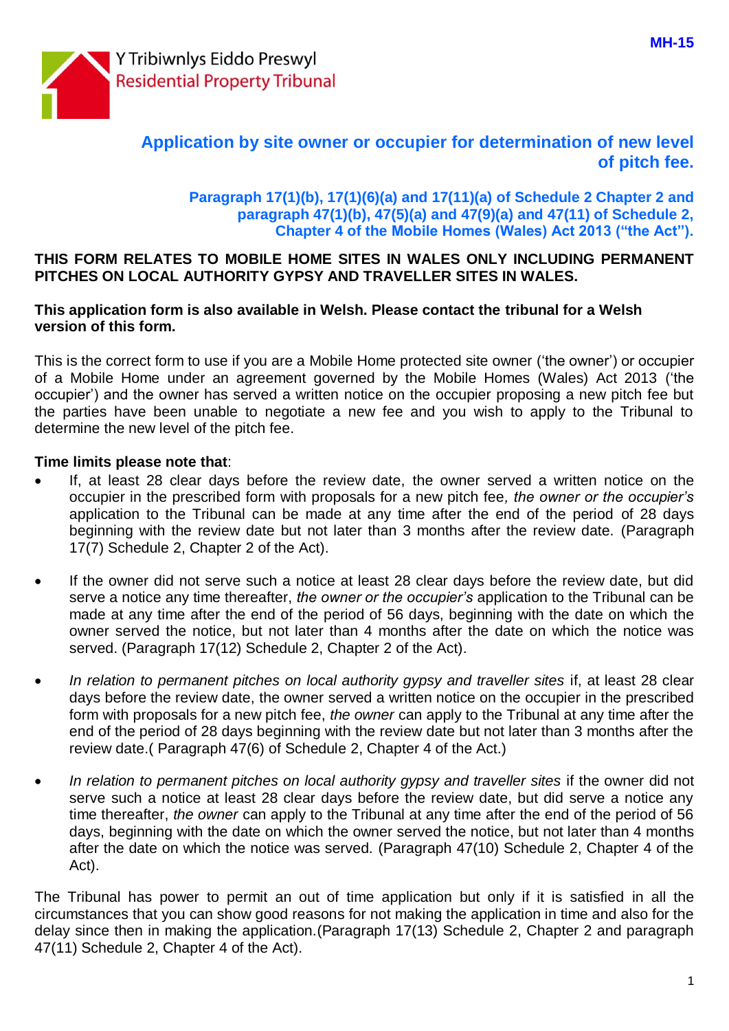MH-15

Y Tribiwnlys Eiddo Preswyl
Residential Property Tribunal

# Application by site owner or occupier for determination of new level of pitch fee.

**Paragraph 17(1)(b), 17(1)(6)(a) and 17(11)(a) of Schedule 2 Chapter 2 and paragraph 47(1)(b), 47(5)(a) and 47(9)(a) and 47(11) of Schedule 2, Chapter 4 of the Mobile Homes (Wales) Act 2013 ("the Act").**

**THIS FORM RELATES TO MOBILE HOME SITES IN WALES ONLY INCLUDING PERMANENT PITCHES ON LOCAL AUTHORITY GYPSY AND TRAVELLER SITES IN WALES.**

**This application form is also available in Welsh. Please contact the tribunal for a Welsh version of this form.**

This is the correct form to use if you are a Mobile Home protected site owner ('the owner') or occupier of a Mobile Home under an agreement governed by the Mobile Homes (Wales) Act 2013 ('the occupier') and the owner has served a written notice on the occupier proposing a new pitch fee but the parties have been unable to negotiate a new fee and you wish to apply to the Tribunal to determine the new level of the pitch fee.

**Time limits please note that**:

- If, at least 28 clear days before the review date, the owner served a written notice on the occupier in the prescribed form with proposals for a new pitch fee*, the owner or the occupier's* application to the Tribunal can be made at any time after the end of the period of 28 days beginning with the review date but not later than 3 months after the review date. (Paragraph 17(7) Schedule 2, Chapter 2 of the Act).

- If the owner did not serve such a notice at least 28 clear days before the review date, but did serve a notice any time thereafter, *the owner or the occupier's* application to the Tribunal can be made at any time after the end of the period of 56 days, beginning with the date on which the owner served the notice, but not later than 4 months after the date on which the notice was served. (Paragraph 17(12) Schedule 2, Chapter 2 of the Act).

- *In relation to permanent pitches on local authority gypsy and traveller sites* if, at least 28 clear days before the review date, the owner served a written notice on the occupier in the prescribed form with proposals for a new pitch fee, *the owner* can apply to the Tribunal at any time after the end of the period of 28 days beginning with the review date but not later than 3 months after the review date.( Paragraph 47(6) of Schedule 2, Chapter 4 of the Act.)

- *In relation to permanent pitches on local authority gypsy and traveller sites* if the owner did not serve such a notice at least 28 clear days before the review date, but did serve a notice any time thereafter, *the owner* can apply to the Tribunal at any time after the end of the period of 56 days, beginning with the date on which the owner served the notice, but not later than 4 months after the date on which the notice was served. (Paragraph 47(10) Schedule 2, Chapter 4 of the Act).

The Tribunal has power to permit an out of time application but only if it is satisfied in all the circumstances that you can show good reasons for not making the application in time and also for the delay since then in making the application.(Paragraph 17(13) Schedule 2, Chapter 2 and paragraph 47(11) Schedule 2, Chapter 4 of the Act).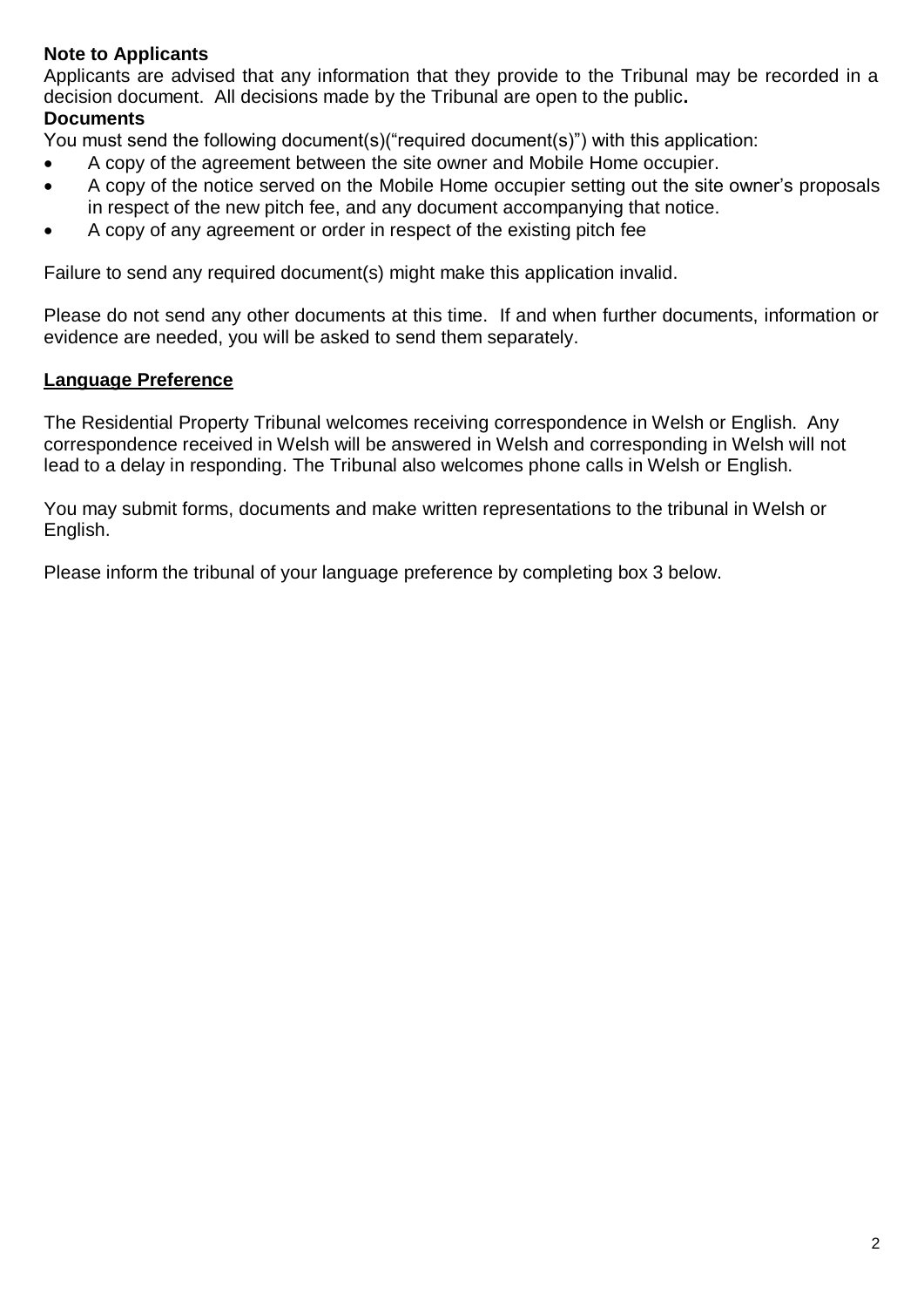**Note to Applicants**

Applicants are advised that any information that they provide to the Tribunal may be recorded in a decision document. All decisions made by the Tribunal are open to the public**.**

**Documents**

You must send the following document(s)("required document(s)") with this application:

- A copy of the agreement between the site owner and Mobile Home occupier.
- A copy of the notice served on the Mobile Home occupier setting out the site owner's proposals in respect of the new pitch fee, and any document accompanying that notice.
- A copy of any agreement or order in respect of the existing pitch fee

Failure to send any required document(s) might make this application invalid.

Please do not send any other documents at this time. If and when further documents, information or evidence are needed, you will be asked to send them separately.

**Language Preference**

The Residential Property Tribunal welcomes receiving correspondence in Welsh or English. Any correspondence received in Welsh will be answered in Welsh and corresponding in Welsh will not lead to a delay in responding. The Tribunal also welcomes phone calls in Welsh or English.

You may submit forms, documents and make written representations to the tribunal in Welsh or English.

Please inform the tribunal of your language preference by completing box 3 below.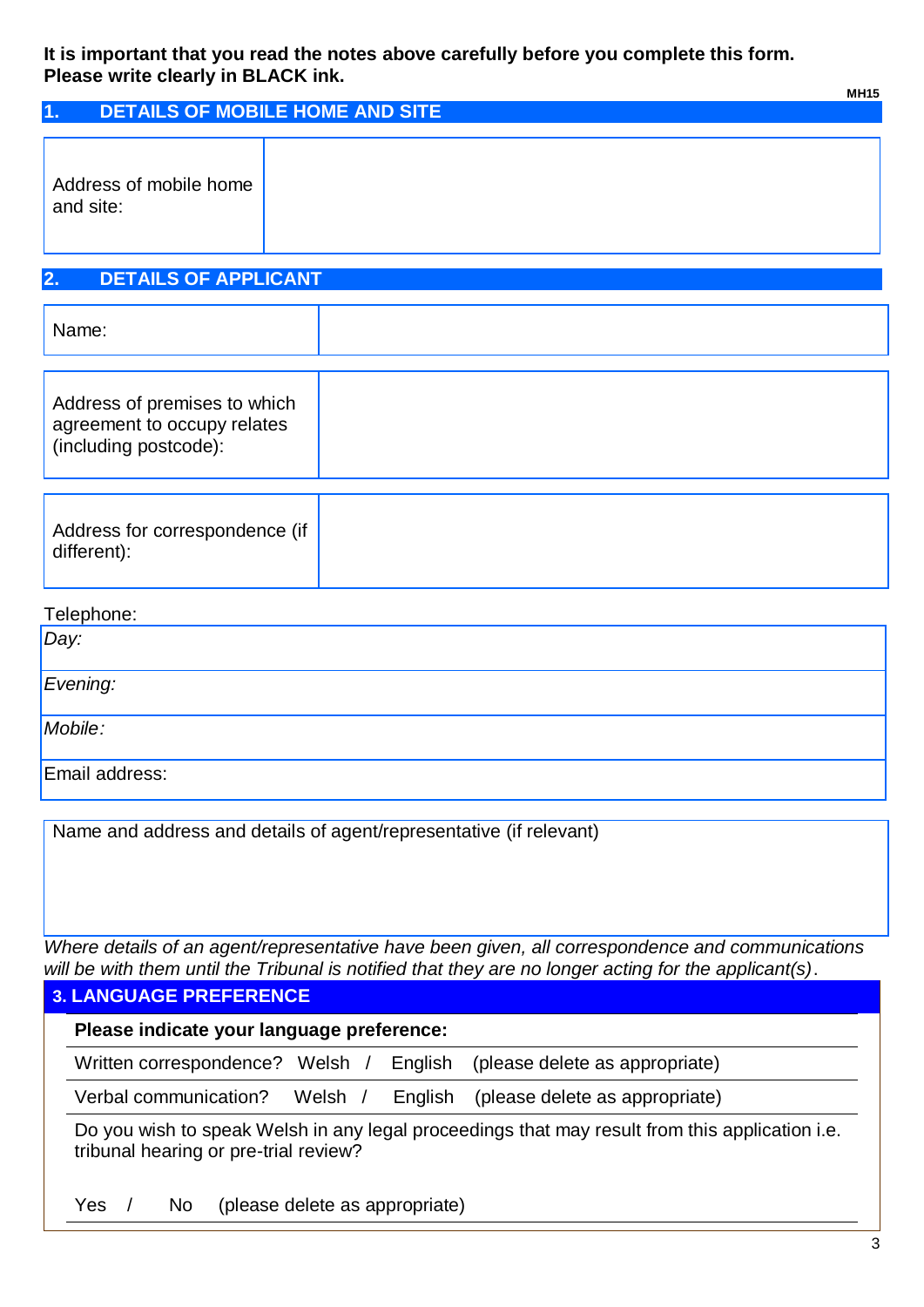**It is important that you read the notes above carefully before you complete this form. Please write clearly in BLACK ink.**

MH15

## 1. DETAILS OF MOBILE HOME AND SITE

| Address of mobile home and site: | |
|---|---|

## 2. DETAILS OF APPLICANT

| Name: | |
|---|---|

| Address of premises to which agreement to occupy relates (including postcode): | |
|---|---|

| Address for correspondence (if different): | |
|---|---|

Telephone:

| *Day:* |
|---|
| *Evening:* |
| *Mobile:* |
| Email address: |

| Name and address and details of agent/representative (if relevant) |
|---|
| |

*Where details of an agent/representative have been given, all correspondence and communications will be with them until the Tribunal is notified that they are no longer acting for the applicant(s).*

## 3. LANGUAGE PREFERENCE

**Please indicate your language preference:**

Written correspondence? Welsh / English (please delete as appropriate)

Verbal communication? Welsh / English (please delete as appropriate)

Do you wish to speak Welsh in any legal proceedings that may result from this application i.e. tribunal hearing or pre-trial review?

Yes / No (please delete as appropriate)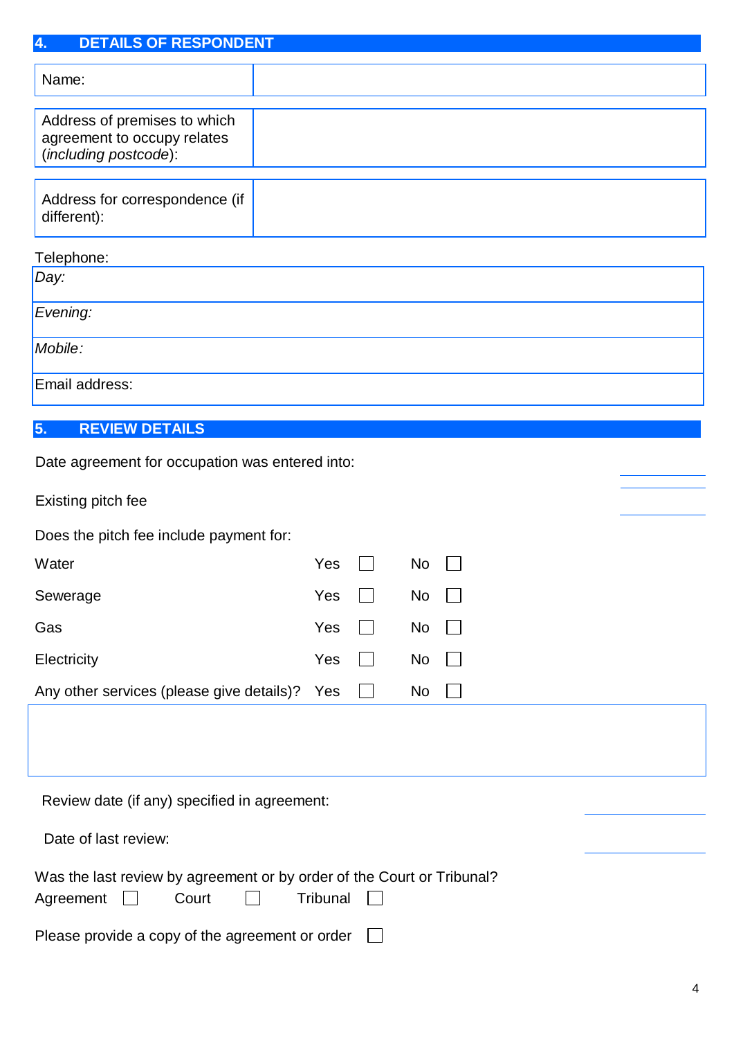## 4. DETAILS OF RESPONDENT

| Name: | |
|---|---|

| Address of premises to which agreement to occupy relates (*including postcode*): | |
|---|---|

| Address for correspondence (if different): | |
|---|---|

Telephone:

| *Day:* |
|---|
| *Evening:* |
| *Mobile:* |
| Email address: |

## 5. REVIEW DETAILS

Date agreement for occupation was entered into: ____________

Existing pitch fee ____________

Does the pitch fee include payment for:

| | | | | |
|---|---|---|---|---|
| Water | Yes | ☐ | No | ☐ |
| Sewerage | Yes | ☐ | No | ☐ |
| Gas | Yes | ☐ | No | ☐ |
| Electricity | Yes | ☐ | No | ☐ |
| Any other services (please give details)? | Yes | ☐ | No | ☐ |

| |
|---|
| |

Review date (if any) specified in agreement: ____________

Date of last review: ____________

Was the last review by agreement or by order of the Court or Tribunal?

Agreement ☐ Court ☐ Tribunal ☐

Please provide a copy of the agreement or order ☐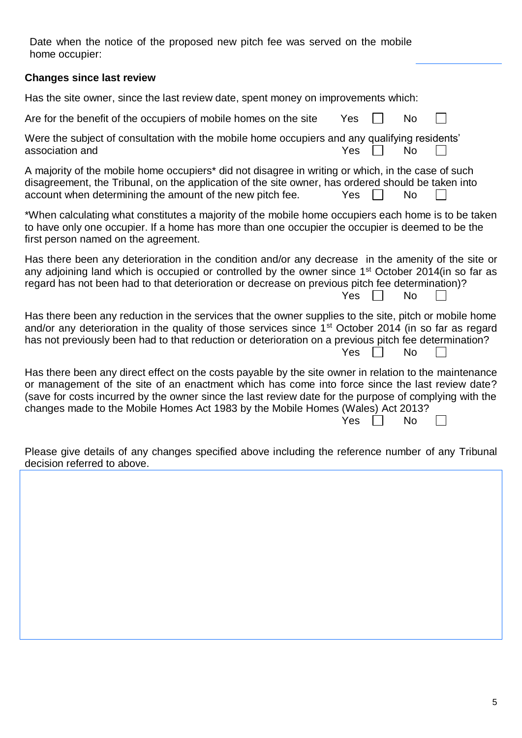Date when the notice of the proposed new pitch fee was served on the mobile home occupier: \_\_\_\_\_\_\_\_\_\_

**Changes since last review**

Has the site owner, since the last review date, spent money on improvements which:

Are for the benefit of the occupiers of mobile homes on the site Yes ☐ No ☐

Were the subject of consultation with the mobile home occupiers and any qualifying residents' association and Yes ☐ No ☐

A majority of the mobile home occupiers* did not disagree in writing or which, in the case of such disagreement, the Tribunal, on the application of the site owner, has ordered should be taken into account when determining the amount of the new pitch fee. Yes ☐ No ☐

*When calculating what constitutes a majority of the mobile home occupiers each home is to be taken to have only one occupier. If a home has more than one occupier the occupier is deemed to be the first person named on the agreement.

Has there been any deterioration in the condition and/or any decrease in the amenity of the site or any adjoining land which is occupied or controlled by the owner since 1st October 2014(in so far as regard has not been had to that deterioration or decrease on previous pitch fee determination)? Yes ☐ No ☐

Has there been any reduction in the services that the owner supplies to the site, pitch or mobile home and/or any deterioration in the quality of those services since 1st October 2014 (in so far as regard has not previously been had to that reduction or deterioration on a previous pitch fee determination? Yes ☐ No ☐

Has there been any direct effect on the costs payable by the site owner in relation to the maintenance or management of the site of an enactment which has come into force since the last review date? (save for costs incurred by the owner since the last review date for the purpose of complying with the changes made to the Mobile Homes Act 1983 by the Mobile Homes (Wales) Act 2013? Yes ☐ No ☐

Please give details of any changes specified above including the reference number of any Tribunal decision referred to above.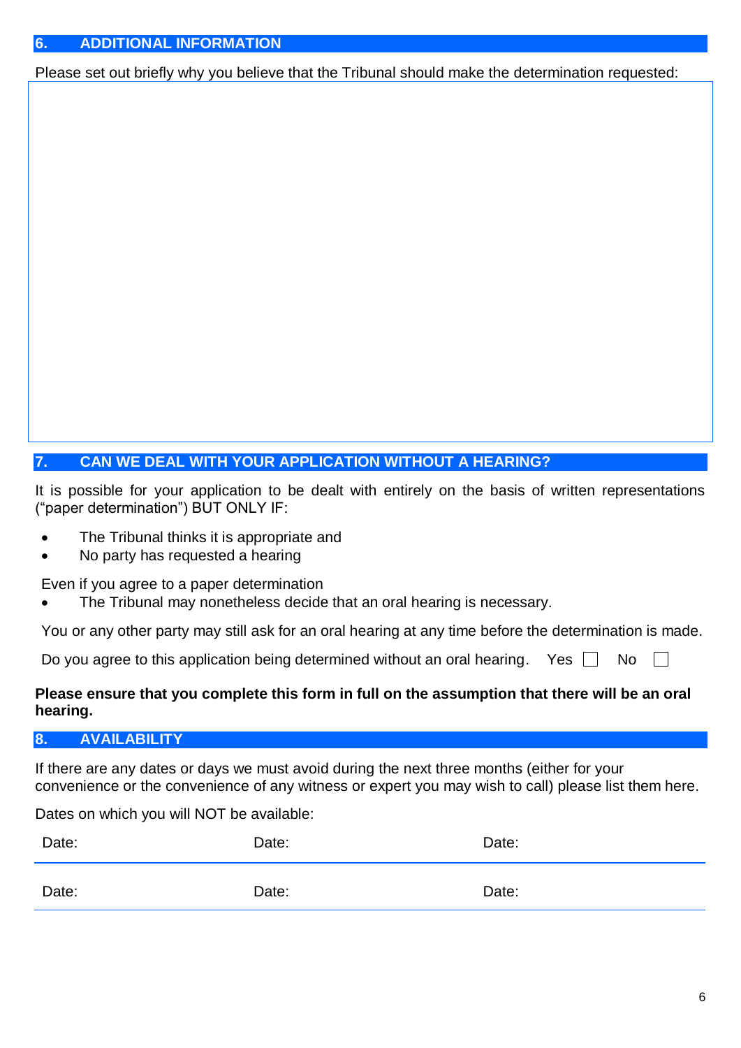## 6. ADDITIONAL INFORMATION

Please set out briefly why you believe that the Tribunal should make the determination requested:

## 7. CAN WE DEAL WITH YOUR APPLICATION WITHOUT A HEARING?

It is possible for your application to be dealt with entirely on the basis of written representations ("paper determination") BUT ONLY IF:

- The Tribunal thinks it is appropriate and
- No party has requested a hearing

Even if you agree to a paper determination

- The Tribunal may nonetheless decide that an oral hearing is necessary.

You or any other party may still ask for an oral hearing at any time before the determination is made.

Do you agree to this application being determined without an oral hearing. Yes ☐ No ☐

**Please ensure that you complete this form in full on the assumption that there will be an oral hearing.**

## 8. AVAILABILITY

If there are any dates or days we must avoid during the next three months (either for your convenience or the convenience of any witness or expert you may wish to call) please list them here.

Dates on which you will NOT be available:

| Date: | Date: | Date: |
|---|---|---|
| Date: | Date: | Date: |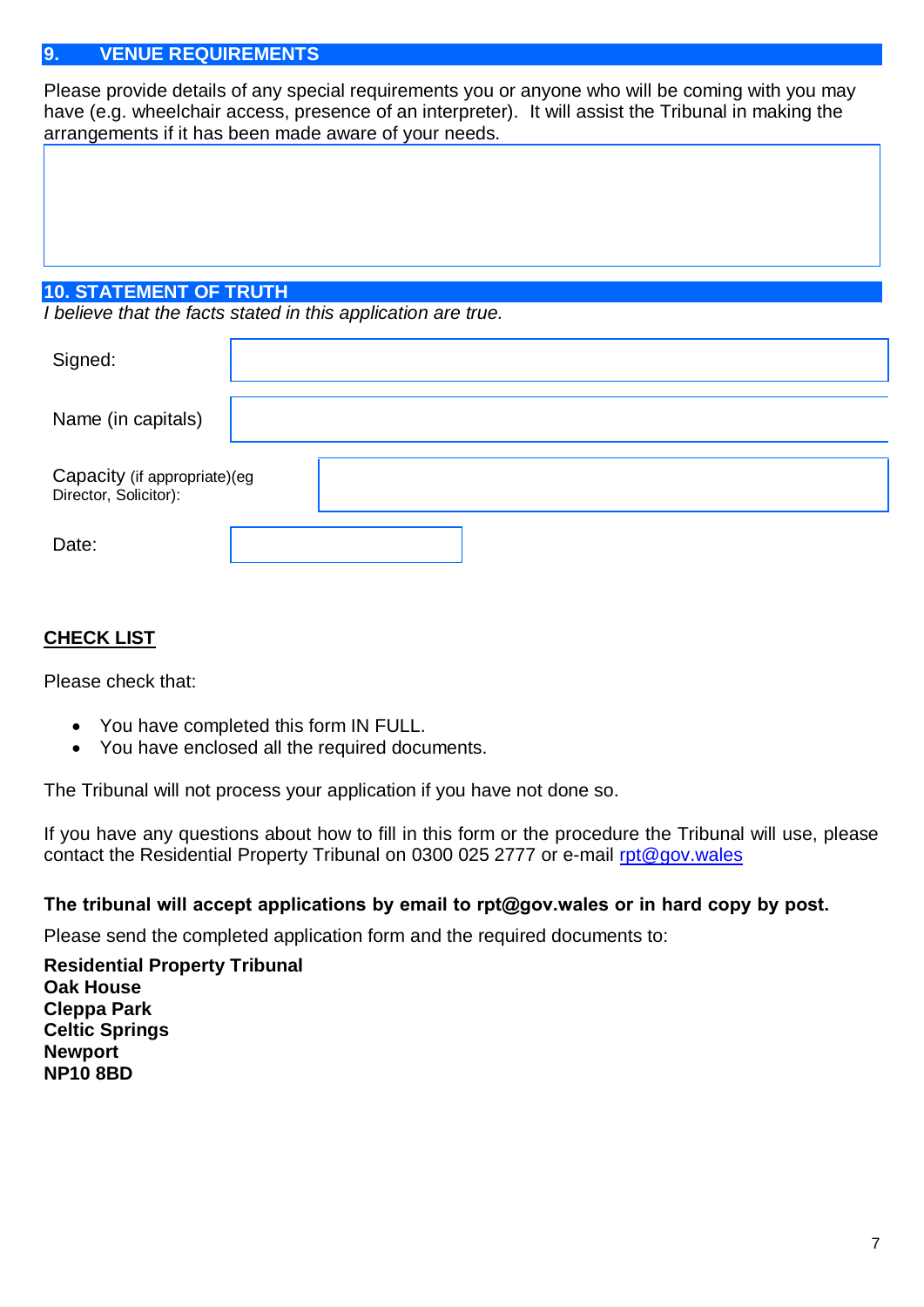## 9. VENUE REQUIREMENTS

Please provide details of any special requirements you or anyone who will be coming with you may have (e.g. wheelchair access, presence of an interpreter). It will assist the Tribunal in making the arrangements if it has been made aware of your needs.

## 10. STATEMENT OF TRUTH

*I believe that the facts stated in this application are true.*

| | |
|---|---|
| Signed: | |
| Name (in capitals) | |
| Capacity (if appropriate)(eg Director, Solicitor): | |
| Date: | |

**CHECK LIST**

Please check that:

- You have completed this form IN FULL.
- You have enclosed all the required documents.

The Tribunal will not process your application if you have not done so.

If you have any questions about how to fill in this form or the procedure the Tribunal will use, please contact the Residential Property Tribunal on 0300 025 2777 or e-mail rpt@gov.wales

**The tribunal will accept applications by email to rpt@gov.wales or in hard copy by post.**

Please send the completed application form and the required documents to:

**Residential Property Tribunal**
**Oak House**
**Cleppa Park**
**Celtic Springs**
**Newport**
**NP10 8BD**